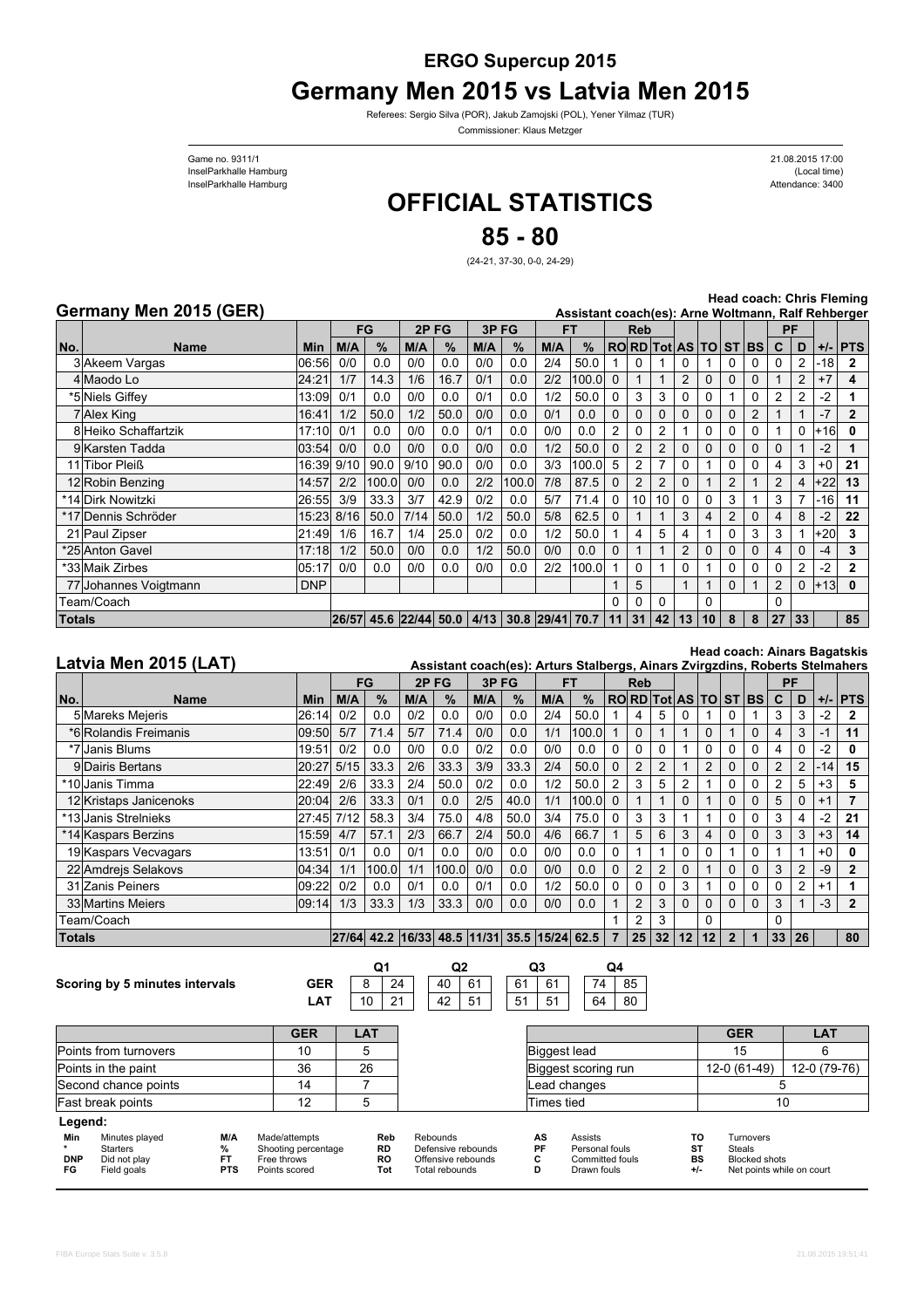# ERGO Supercup 2015

# Germany Men 2015 vs Latvia Men 2015

Referees: Sergio Silva (POR), Jakub Zamojski (POL), Yener Yilmaz (TUR)

Commissioner: Klaus Metzger

Game no. 9311/1
InselParkhalle Hamburg
InselParkhalle Hamburg

21.08.2015 17:00
(Local time)
Attendance: 3400

# OFFICIAL STATISTICS

# 85 - 80

(24-21, 37-30, 0-0, 24-29)

## Germany Men 2015 (GER)

**Head coach: Chris Fleming**
**Assistant coach(es): Arne Woltmann, Ralf Rehberger**

| No. | Name | Min | FG M/A | FG % | 2P FG M/A | 2P FG % | 3P FG M/A | 3P FG % | FT M/A | FT % | Reb RO | Reb RD | Reb Tot | AS | TO | ST | BS | PF C | PF D | +/- | PTS |
|---|---|---|---|---|---|---|---|---|---|---|---|---|---|---|---|---|---|---|---|---|---|
| 3 | Akeem Vargas | 06:56 | 0/0 | 0.0 | 0/0 | 0.0 | 0/0 | 0.0 | 2/4 | 50.0 | 1 | 0 | 1 | 0 | 1 | 0 | 0 | 0 | 2 | -18 | 2 |
| 4 | Maodo Lo | 24:21 | 1/7 | 14.3 | 1/6 | 16.7 | 0/1 | 0.0 | 2/2 | 100.0 | 0 | 1 | 1 | 2 | 0 | 0 | 0 | 1 | 2 | +7 | 4 |
| *5 | Niels Giffey | 13:09 | 0/1 | 0.0 | 0/0 | 0.0 | 0/1 | 0.0 | 1/2 | 50.0 | 0 | 3 | 3 | 0 | 0 | 1 | 0 | 2 | 2 | -2 | 1 |
| 7 | Alex King | 16:41 | 1/2 | 50.0 | 1/2 | 50.0 | 0/0 | 0.0 | 0/1 | 0.0 | 0 | 0 | 0 | 0 | 0 | 0 | 2 | 1 | 1 | -7 | 2 |
| 8 | Heiko Schaffartzik | 17:10 | 0/1 | 0.0 | 0/0 | 0.0 | 0/1 | 0.0 | 0/0 | 0.0 | 2 | 0 | 2 | 1 | 0 | 0 | 0 | 1 | 0 | +16 | 0 |
| 9 | Karsten Tadda | 03:54 | 0/0 | 0.0 | 0/0 | 0.0 | 0/0 | 0.0 | 1/2 | 50.0 | 0 | 2 | 2 | 0 | 0 | 0 | 0 | 0 | 1 | -2 | 1 |
| 11 | Tibor Pleiß | 16:39 | 9/10 | 90.0 | 9/10 | 90.0 | 0/0 | 0.0 | 3/3 | 100.0 | 5 | 2 | 7 | 0 | 1 | 0 | 0 | 4 | 3 | +0 | 21 |
| 12 | Robin Benzing | 14:57 | 2/2 | 100.0 | 0/0 | 0.0 | 2/2 | 100.0 | 7/8 | 87.5 | 0 | 2 | 2 | 0 | 1 | 2 | 1 | 2 | 4 | +22 | 13 |
| *14 | Dirk Nowitzki | 26:55 | 3/9 | 33.3 | 3/7 | 42.9 | 0/2 | 0.0 | 5/7 | 71.4 | 0 | 10 | 10 | 0 | 0 | 3 | 1 | 3 | 7 | -16 | 11 |
| *17 | Dennis Schröder | 15:23 | 8/16 | 50.0 | 7/14 | 50.0 | 1/2 | 50.0 | 5/8 | 62.5 | 0 | 1 | 1 | 3 | 4 | 2 | 0 | 4 | 8 | -2 | 22 |
| 21 | Paul Zipser | 21:49 | 1/6 | 16.7 | 1/4 | 25.0 | 0/2 | 0.0 | 1/2 | 50.0 | 1 | 4 | 5 | 4 | 1 | 0 | 3 | 3 | 1 | +20 | 3 |
| *25 | Anton Gavel | 17:18 | 1/2 | 50.0 | 0/0 | 0.0 | 1/2 | 50.0 | 0/0 | 0.0 | 0 | 1 | 1 | 2 | 0 | 0 | 0 | 4 | 0 | -4 | 3 |
| *33 | Maik Zirbes | 05:17 | 0/0 | 0.0 | 0/0 | 0.0 | 0/0 | 0.0 | 2/2 | 100.0 | 1 | 0 | 1 | 0 | 1 | 0 | 0 | 0 | 2 | -2 | 2 |
| 77 | Johannes Voigtmann | DNP | | | | | | | | | 1 | 5 | | 1 | 1 | 0 | 1 | 2 | 0 | +13 | 0 |
| | Team/Coach | | | | | | | | | | 0 | 0 | 0 | | 0 | | | 0 | | | |
| **Totals** | | | 26/57 | 45.6 | 22/44 | 50.0 | 4/13 | 30.8 | 29/41 | 70.7 | 11 | 31 | 42 | 13 | 10 | 8 | 8 | 27 | 33 | | 85 |

## Latvia Men 2015 (LAT)

**Head coach: Ainars Bagatskis**
**Assistant coach(es): Arturs Stalbergs, Ainars Zvirgzdins, Roberts Stelmahers**

| No. | Name | Min | FG M/A | FG % | 2P FG M/A | 2P FG % | 3P FG M/A | 3P FG % | FT M/A | FT % | Reb RO | Reb RD | Reb Tot | AS | TO | ST | BS | PF C | PF D | +/- | PTS |
|---|---|---|---|---|---|---|---|---|---|---|---|---|---|---|---|---|---|---|---|---|---|
| 5 | Mareks Mejeris | 26:14 | 0/2 | 0.0 | 0/2 | 0.0 | 0/0 | 0.0 | 2/4 | 50.0 | 1 | 4 | 5 | 0 | 1 | 0 | 1 | 3 | 3 | -2 | 2 |
| *6 | Rolandis Freimanis | 09:50 | 5/7 | 71.4 | 5/7 | 71.4 | 0/0 | 0.0 | 1/1 | 100.0 | 1 | 0 | 1 | 1 | 0 | 1 | 0 | 4 | 3 | -1 | 11 |
| *7 | Janis Blums | 19:51 | 0/2 | 0.0 | 0/0 | 0.0 | 0/2 | 0.0 | 0/0 | 0.0 | 0 | 0 | 0 | 1 | 0 | 0 | 0 | 4 | 0 | -2 | 0 |
| 9 | Dairis Bertans | 20:27 | 5/15 | 33.3 | 2/6 | 33.3 | 3/9 | 33.3 | 2/4 | 50.0 | 0 | 2 | 2 | 1 | 2 | 0 | 0 | 2 | 2 | -14 | 15 |
| *10 | Janis Timma | 22:49 | 2/6 | 33.3 | 2/4 | 50.0 | 0/2 | 0.0 | 1/2 | 50.0 | 2 | 3 | 5 | 2 | 1 | 0 | 0 | 2 | 5 | +3 | 5 |
| 12 | Kristaps Janicenoks | 20:04 | 2/6 | 33.3 | 0/1 | 0.0 | 2/5 | 40.0 | 1/1 | 100.0 | 0 | 1 | 1 | 0 | 1 | 0 | 0 | 5 | 0 | +1 | 7 |
| *13 | Janis Strelnieks | 27:45 | 7/12 | 58.3 | 3/4 | 75.0 | 4/8 | 50.0 | 3/4 | 75.0 | 0 | 3 | 3 | 1 | 1 | 0 | 0 | 3 | 4 | -2 | 21 |
| *14 | Kaspars Berzins | 15:59 | 4/7 | 57.1 | 2/3 | 66.7 | 2/4 | 50.0 | 4/6 | 66.7 | 1 | 5 | 6 | 3 | 4 | 0 | 0 | 3 | 3 | +3 | 14 |
| 19 | Kaspars Vecvagars | 13:51 | 0/1 | 0.0 | 0/1 | 0.0 | 0/0 | 0.0 | 0/0 | 0.0 | 0 | 1 | 1 | 0 | 0 | 1 | 0 | 1 | 1 | +0 | 0 |
| 22 | Amdrejs Selakovs | 04:34 | 1/1 | 100.0 | 1/1 | 100.0 | 0/0 | 0.0 | 0/0 | 0.0 | 0 | 2 | 2 | 0 | 1 | 0 | 0 | 3 | 2 | -9 | 2 |
| 31 | Zanis Peiners | 09:22 | 0/2 | 0.0 | 0/1 | 0.0 | 0/1 | 0.0 | 1/2 | 50.0 | 0 | 0 | 0 | 3 | 1 | 0 | 0 | 0 | 2 | +1 | 1 |
| 33 | Martins Meiers | 09:14 | 1/3 | 33.3 | 1/3 | 33.3 | 0/0 | 0.0 | 0/0 | 0.0 | 1 | 2 | 3 | 0 | 0 | 0 | 0 | 3 | 1 | -3 | 2 |
| | Team/Coach | | | | | | | | | | 1 | 2 | 3 | | 0 | | | 0 | | | |
| **Totals** | | | 27/64 | 42.2 | 16/33 | 48.5 | 11/31 | 35.5 | 15/24 | 62.5 | 7 | 25 | 32 | 12 | 12 | 2 | 1 | 33 | 26 | | 80 |

**Scoring by 5 minutes intervals**

| | Q1 | | Q2 | | Q3 | | Q4 | |
|---|---|---|---|---|---|---|---|---|
| GER | 8 | 24 | 40 | 61 | 61 | 61 | 74 | 85 |
| LAT | 10 | 21 | 42 | 51 | 51 | 51 | 64 | 80 |

| | GER | LAT |
|---|---|---|
| Points from turnovers | 10 | 5 |
| Points in the paint | 36 | 26 |
| Second chance points | 14 | 7 |
| Fast break points | 12 | 5 |

| | GER | LAT |
|---|---|---|
| Biggest lead | 15 | 6 |
| Biggest scoring run | 12-0 (61-49) | 12-0 (79-76) |
| Lead changes | 5 | |
| Times tied | 10 | |

**Legend:**

| | | | | | | | | | |
|---|---|---|---|---|---|---|---|---|---|
| Min | Minutes played | M/A | Made/attempts | Reb | Rebounds | AS | Assists | TO | Turnovers |
| * | Starters | % | Shooting percentage | RD | Defensive rebounds | PF | Personal fouls | ST | Steals |
| DNP | Did not play | FT | Free throws | RO | Offensive rebounds | C | Committed fouls | BS | Blocked shots |
| FG | Field goals | PTS | Points scored | Tot | Total rebounds | D | Drawn fouls | +/- | Net points while on court |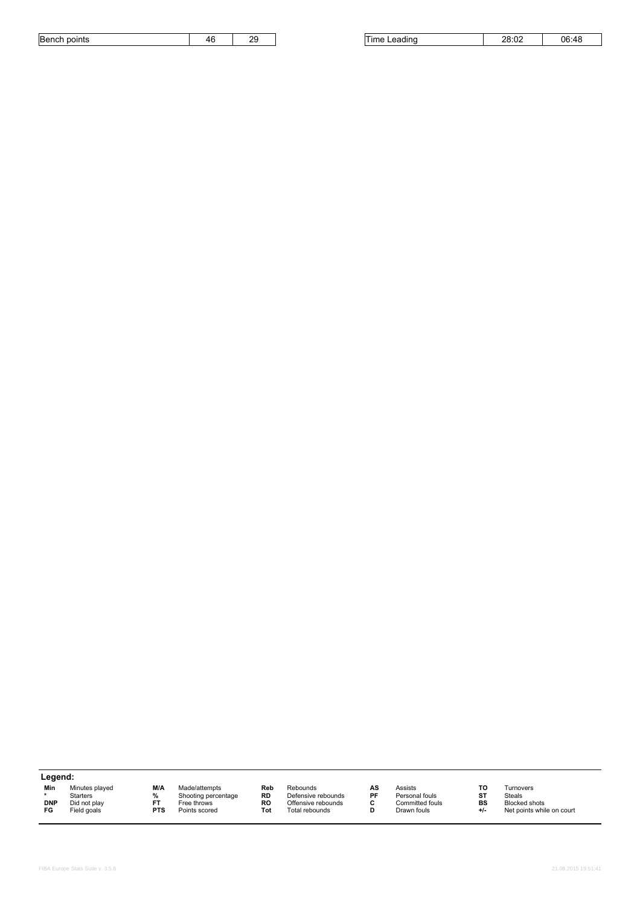| | | |
|---|---|---|
| Bench points | 46 | 29 |

| | | |
|---|---|---|
| Time Leading | 28:02 | 06:48 |

**Legend:**

| | | | | | | | | | |
|---|---|---|---|---|---|---|---|---|---|
| **Min** | Minutes played | **M/A** | Made/attempts | **Reb** | Rebounds | **AS** | Assists | **TO** | Turnovers |
| ***** | Starters | **%** | Shooting percentage | **RD** | Defensive rebounds | **PF** | Personal fouls | **ST** | Steals |
| **DNP** | Did not play | **FT** | Free throws | **RO** | Offensive rebounds | **C** | Committed fouls | **BS** | Blocked shots |
| **FG** | Field goals | **PTS** | Points scored | **Tot** | Total rebounds | **D** | Drawn fouls | **+/-** | Net points while on court |

FIBA Europe Stats Suite v. 3.5.8

21.08.2015 19:51:41